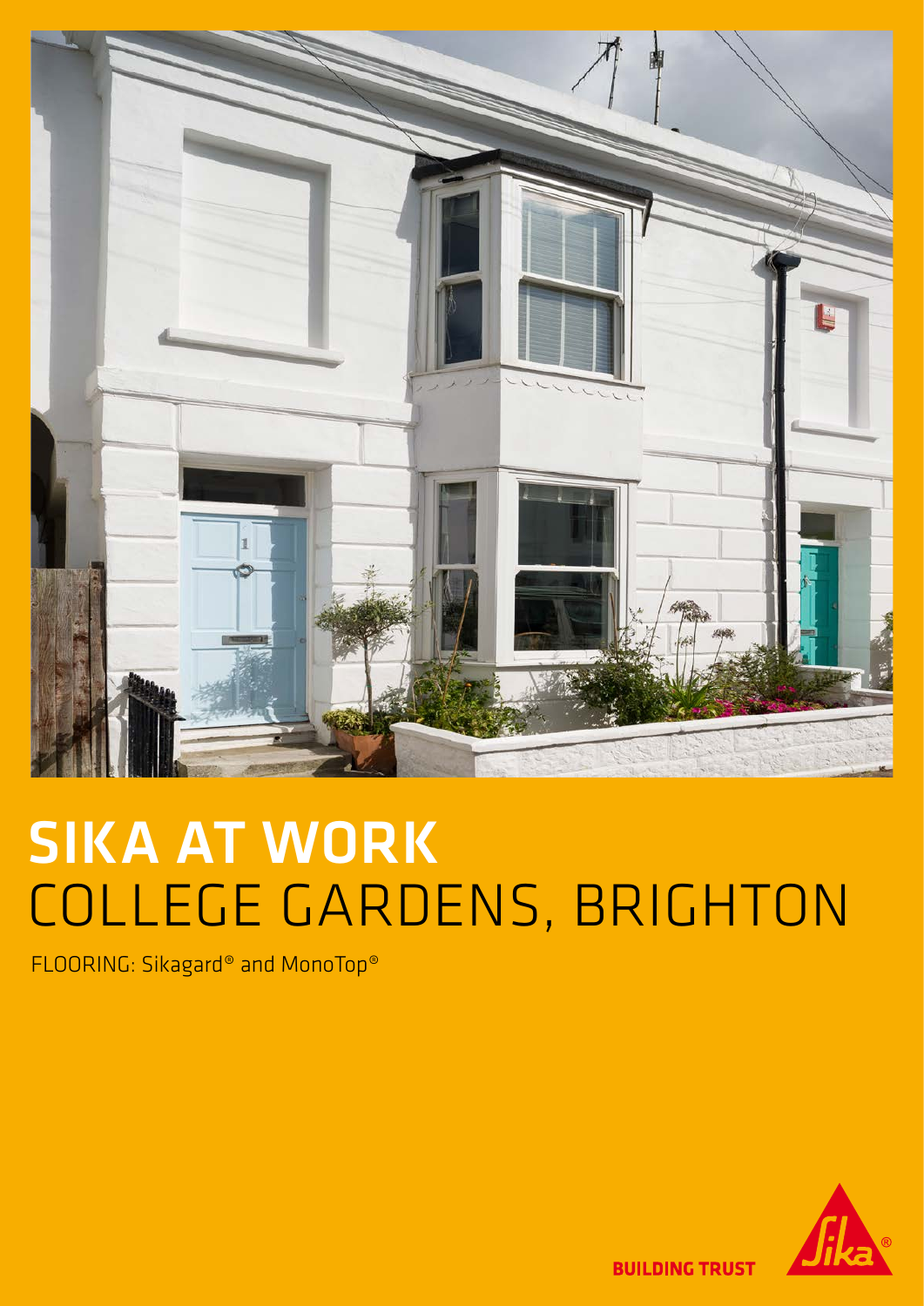# SIKA AT WORK
# COLLEGE GARDENS, BRIGHTON

FLOORING: Sikagard® and MonoTop®

BUILDING TRUST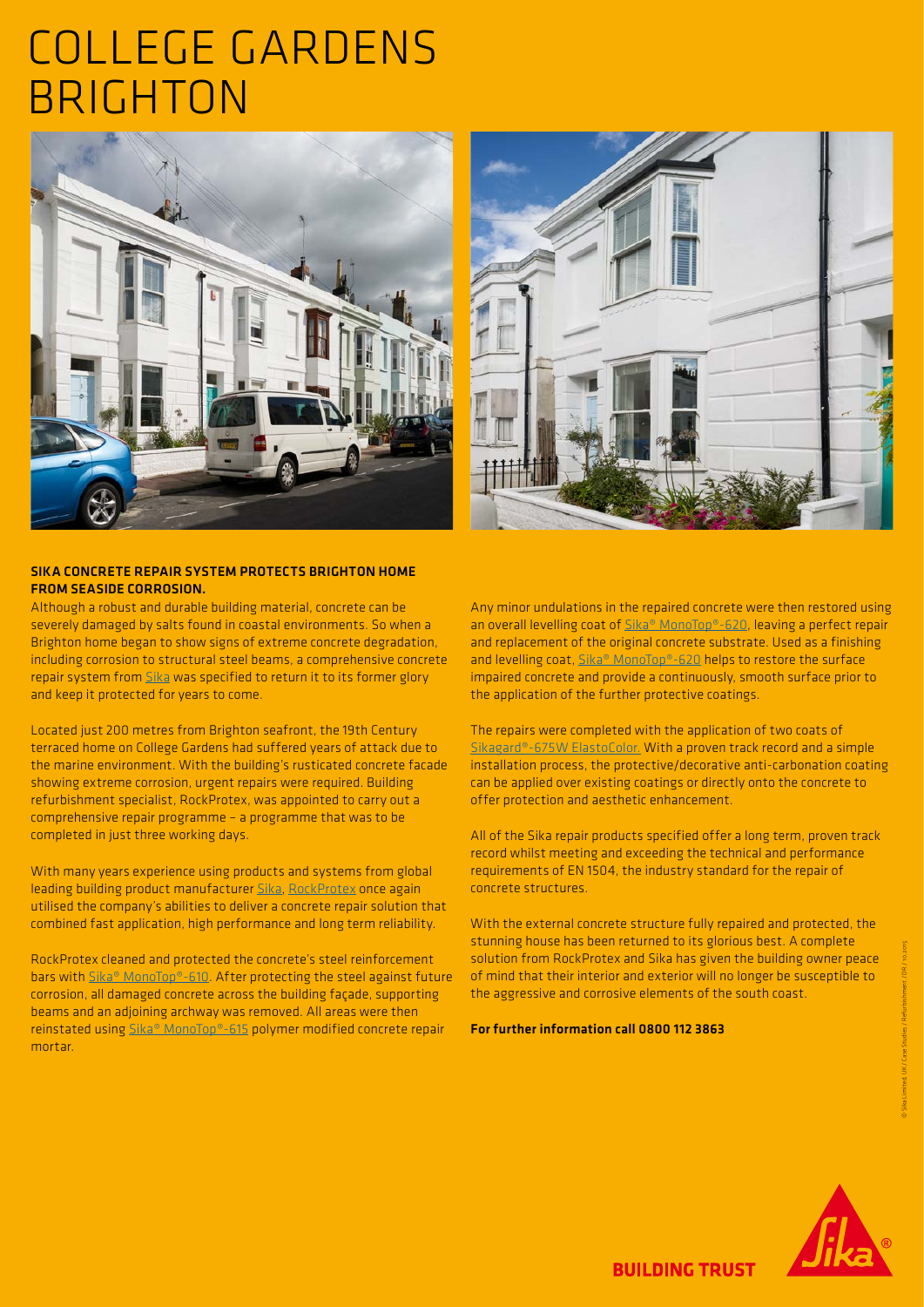# COLLEGE GARDENS BRIGHTON

**SIKA CONCRETE REPAIR SYSTEM PROTECTS BRIGHTON HOME FROM SEASIDE CORROSION.**

Although a robust and durable building material, concrete can be severely damaged by salts found in coastal environments. So when a Brighton home began to show signs of extreme concrete degradation, including corrosion to structural steel beams, a comprehensive concrete repair system from Sika was specified to return it to its former glory and keep it protected for years to come.

Located just 200 metres from Brighton seafront, the 19th Century terraced home on College Gardens had suffered years of attack due to the marine environment. With the building's rusticated concrete facade showing extreme corrosion, urgent repairs were required. Building refurbishment specialist, RockProtex, was appointed to carry out a comprehensive repair programme – a programme that was to be completed in just three working days.

With many years experience using products and systems from global leading building product manufacturer Sika, RockProtex once again utilised the company's abilities to deliver a concrete repair solution that combined fast application, high performance and long term reliability.

RockProtex cleaned and protected the concrete's steel reinforcement bars with Sika® MonoTop®-610. After protecting the steel against future corrosion, all damaged concrete across the building façade, supporting beams and an adjoining archway was removed. All areas were then reinstated using Sika® MonoTop®-615 polymer modified concrete repair mortar.

Any minor undulations in the repaired concrete were then restored using an overall levelling coat of Sika® MonoTop®-620, leaving a perfect repair and replacement of the original concrete substrate. Used as a finishing and levelling coat, Sika® MonoTop®-620 helps to restore the surface impaired concrete and provide a continuously, smooth surface prior to the application of the further protective coatings.

The repairs were completed with the application of two coats of Sikagard®-675W ElastoColor. With a proven track record and a simple installation process, the protective/decorative anti-carbonation coating can be applied over existing coatings or directly onto the concrete to offer protection and aesthetic enhancement.

All of the Sika repair products specified offer a long term, proven track record whilst meeting and exceeding the technical and performance requirements of EN 1504, the industry standard for the repair of concrete structures.

With the external concrete structure fully repaired and protected, the stunning house has been returned to its glorious best. A complete solution from RockProtex and Sika has given the building owner peace of mind that their interior and exterior will no longer be susceptible to the aggressive and corrosive elements of the south coast.

**For further information call 0800 112 3863**

**BUILDING TRUST**